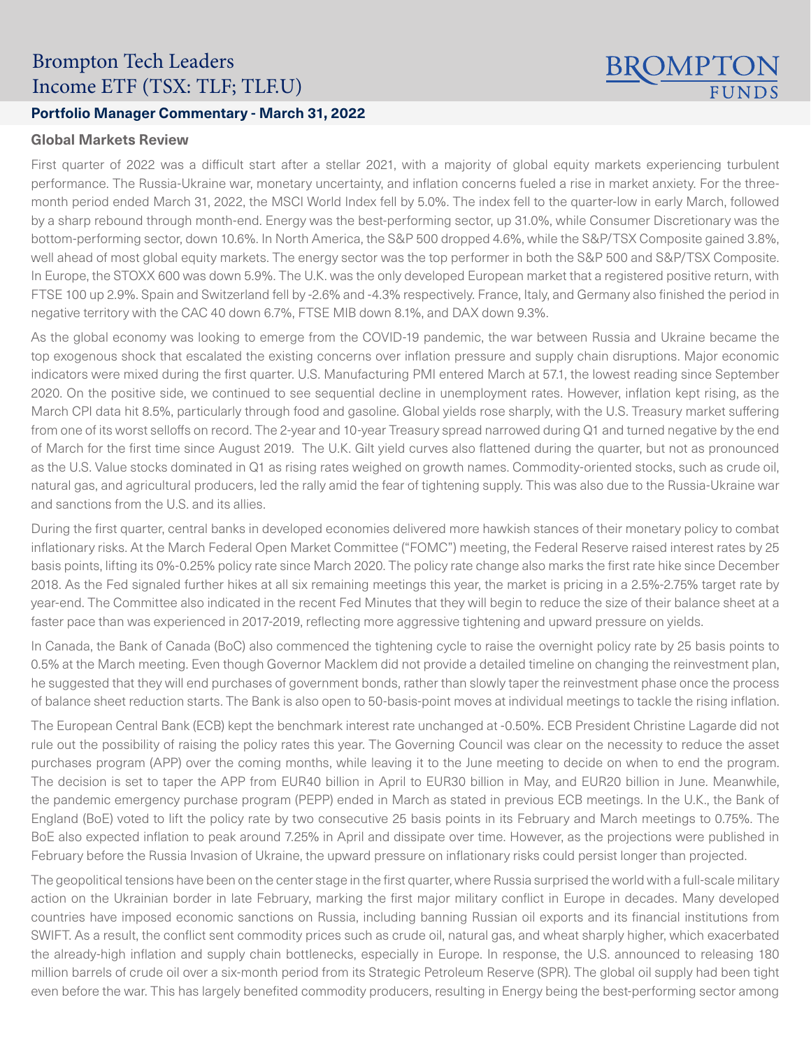# Brompton Tech Leaders Income ETF (TSX: TLF; TLF.U)

**Portfolio Manager Commentary - March 31, 2022**

## Global Markets Review

First quarter of 2022 was a difficult start after a stellar 2021, with a majority of global equity markets experiencing turbulent performance. The Russia-Ukraine war, monetary uncertainty, and inflation concerns fueled a rise in market anxiety. For the three-month period ended March 31, 2022, the MSCI World Index fell by 5.0%. The index fell to the quarter-low in early March, followed by a sharp rebound through month-end. Energy was the best-performing sector, up 31.0%, while Consumer Discretionary was the bottom-performing sector, down 10.6%. In North America, the S&P 500 dropped 4.6%, while the S&P/TSX Composite gained 3.8%, well ahead of most global equity markets. The energy sector was the top performer in both the S&P 500 and S&P/TSX Composite. In Europe, the STOXX 600 was down 5.9%. The U.K. was the only developed European market that a registered positive return, with FTSE 100 up 2.9%. Spain and Switzerland fell by -2.6% and -4.3% respectively. France, Italy, and Germany also finished the period in negative territory with the CAC 40 down 6.7%, FTSE MIB down 8.1%, and DAX down 9.3%.

As the global economy was looking to emerge from the COVID-19 pandemic, the war between Russia and Ukraine became the top exogenous shock that escalated the existing concerns over inflation pressure and supply chain disruptions. Major economic indicators were mixed during the first quarter. U.S. Manufacturing PMI entered March at 57.1, the lowest reading since September 2020. On the positive side, we continued to see sequential decline in unemployment rates. However, inflation kept rising, as the March CPI data hit 8.5%, particularly through food and gasoline. Global yields rose sharply, with the U.S. Treasury market suffering from one of its worst selloffs on record. The 2-year and 10-year Treasury spread narrowed during Q1 and turned negative by the end of March for the first time since August 2019. The U.K. Gilt yield curves also flattened during the quarter, but not as pronounced as the U.S. Value stocks dominated in Q1 as rising rates weighed on growth names. Commodity-oriented stocks, such as crude oil, natural gas, and agricultural producers, led the rally amid the fear of tightening supply. This was also due to the Russia-Ukraine war and sanctions from the U.S. and its allies.

During the first quarter, central banks in developed economies delivered more hawkish stances of their monetary policy to combat inflationary risks. At the March Federal Open Market Committee ("FOMC") meeting, the Federal Reserve raised interest rates by 25 basis points, lifting its 0%-0.25% policy rate since March 2020. The policy rate change also marks the first rate hike since December 2018. As the Fed signaled further hikes at all six remaining meetings this year, the market is pricing in a 2.5%-2.75% target rate by year-end. The Committee also indicated in the recent Fed Minutes that they will begin to reduce the size of their balance sheet at a faster pace than was experienced in 2017-2019, reflecting more aggressive tightening and upward pressure on yields.

In Canada, the Bank of Canada (BoC) also commenced the tightening cycle to raise the overnight policy rate by 25 basis points to 0.5% at the March meeting. Even though Governor Macklem did not provide a detailed timeline on changing the reinvestment plan, he suggested that they will end purchases of government bonds, rather than slowly taper the reinvestment phase once the process of balance sheet reduction starts. The Bank is also open to 50-basis-point moves at individual meetings to tackle the rising inflation.

The European Central Bank (ECB) kept the benchmark interest rate unchanged at -0.50%. ECB President Christine Lagarde did not rule out the possibility of raising the policy rates this year. The Governing Council was clear on the necessity to reduce the asset purchases program (APP) over the coming months, while leaving it to the June meeting to decide on when to end the program. The decision is set to taper the APP from EUR40 billion in April to EUR30 billion in May, and EUR20 billion in June. Meanwhile, the pandemic emergency purchase program (PEPP) ended in March as stated in previous ECB meetings. In the U.K., the Bank of England (BoE) voted to lift the policy rate by two consecutive 25 basis points in its February and March meetings to 0.75%. The BoE also expected inflation to peak around 7.25% in April and dissipate over time. However, as the projections were published in February before the Russia Invasion of Ukraine, the upward pressure on inflationary risks could persist longer than projected.

The geopolitical tensions have been on the center stage in the first quarter, where Russia surprised the world with a full-scale military action on the Ukrainian border in late February, marking the first major military conflict in Europe in decades. Many developed countries have imposed economic sanctions on Russia, including banning Russian oil exports and its financial institutions from SWIFT. As a result, the conflict sent commodity prices such as crude oil, natural gas, and wheat sharply higher, which exacerbated the already-high inflation and supply chain bottlenecks, especially in Europe. In response, the U.S. announced to releasing 180 million barrels of crude oil over a six-month period from its Strategic Petroleum Reserve (SPR). The global oil supply had been tight even before the war. This has largely benefited commodity producers, resulting in Energy being the best-performing sector among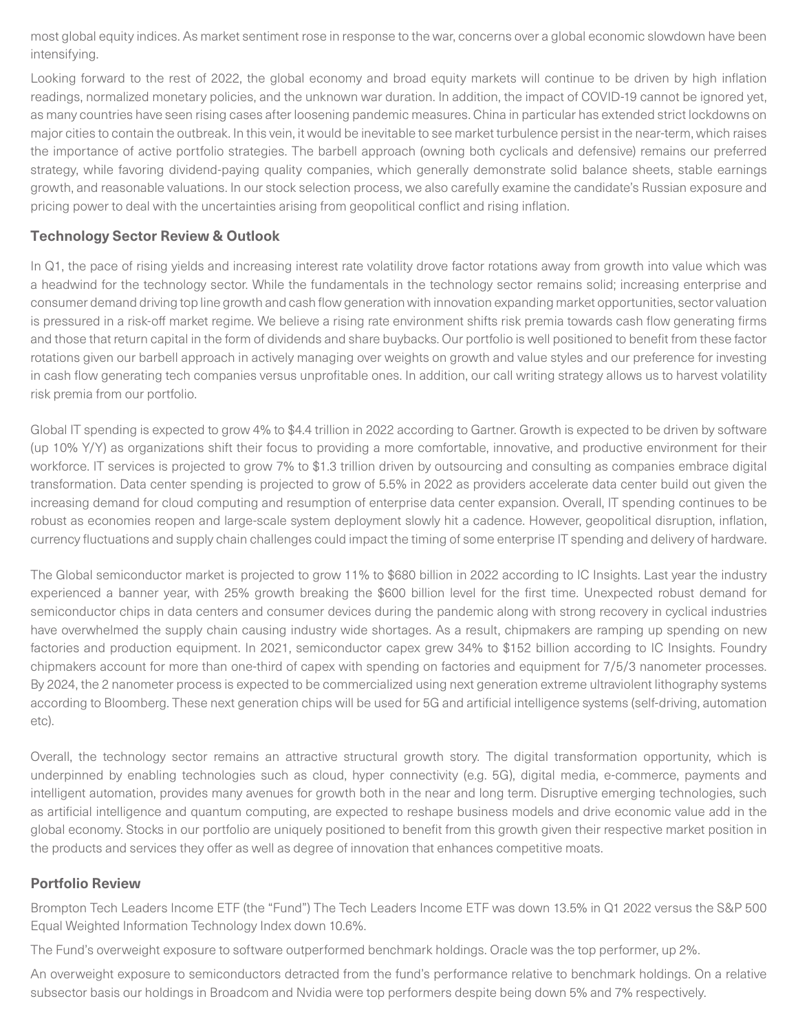most global equity indices. As market sentiment rose in response to the war, concerns over a global economic slowdown have been intensifying.

Looking forward to the rest of 2022, the global economy and broad equity markets will continue to be driven by high inflation readings, normalized monetary policies, and the unknown war duration. In addition, the impact of COVID-19 cannot be ignored yet, as many countries have seen rising cases after loosening pandemic measures. China in particular has extended strict lockdowns on major cities to contain the outbreak. In this vein, it would be inevitable to see market turbulence persist in the near-term, which raises the importance of active portfolio strategies. The barbell approach (owning both cyclicals and defensive) remains our preferred strategy, while favoring dividend-paying quality companies, which generally demonstrate solid balance sheets, stable earnings growth, and reasonable valuations. In our stock selection process, we also carefully examine the candidate's Russian exposure and pricing power to deal with the uncertainties arising from geopolitical conflict and rising inflation.

### Technology Sector Review & Outlook

In Q1, the pace of rising yields and increasing interest rate volatility drove factor rotations away from growth into value which was a headwind for the technology sector. While the fundamentals in the technology sector remains solid; increasing enterprise and consumer demand driving top line growth and cash flow generation with innovation expanding market opportunities, sector valuation is pressured in a risk-off market regime. We believe a rising rate environment shifts risk premia towards cash flow generating firms and those that return capital in the form of dividends and share buybacks. Our portfolio is well positioned to benefit from these factor rotations given our barbell approach in actively managing over weights on growth and value styles and our preference for investing in cash flow generating tech companies versus unprofitable ones. In addition, our call writing strategy allows us to harvest volatility risk premia from our portfolio.

Global IT spending is expected to grow 4% to $4.4 trillion in 2022 according to Gartner. Growth is expected to be driven by software (up 10% Y/Y) as organizations shift their focus to providing a more comfortable, innovative, and productive environment for their workforce. IT services is projected to grow 7% to $1.3 trillion driven by outsourcing and consulting as companies embrace digital transformation. Data center spending is projected to grow of 5.5% in 2022 as providers accelerate data center build out given the increasing demand for cloud computing and resumption of enterprise data center expansion. Overall, IT spending continues to be robust as economies reopen and large-scale system deployment slowly hit a cadence. However, geopolitical disruption, inflation, currency fluctuations and supply chain challenges could impact the timing of some enterprise IT spending and delivery of hardware.

The Global semiconductor market is projected to grow 11% to $680 billion in 2022 according to IC Insights. Last year the industry experienced a banner year, with 25% growth breaking the $600 billion level for the first time. Unexpected robust demand for semiconductor chips in data centers and consumer devices during the pandemic along with strong recovery in cyclical industries have overwhelmed the supply chain causing industry wide shortages. As a result, chipmakers are ramping up spending on new factories and production equipment. In 2021, semiconductor capex grew 34% to $152 billion according to IC Insights. Foundry chipmakers account for more than one-third of capex with spending on factories and equipment for 7/5/3 nanometer processes. By 2024, the 2 nanometer process is expected to be commercialized using next generation extreme ultraviolent lithography systems according to Bloomberg. These next generation chips will be used for 5G and artificial intelligence systems (self-driving, automation etc).

Overall, the technology sector remains an attractive structural growth story. The digital transformation opportunity, which is underpinned by enabling technologies such as cloud, hyper connectivity (e.g. 5G), digital media, e-commerce, payments and intelligent automation, provides many avenues for growth both in the near and long term. Disruptive emerging technologies, such as artificial intelligence and quantum computing, are expected to reshape business models and drive economic value add in the global economy. Stocks in our portfolio are uniquely positioned to benefit from this growth given their respective market position in the products and services they offer as well as degree of innovation that enhances competitive moats.

### Portfolio Review

Brompton Tech Leaders Income ETF (the "Fund") The Tech Leaders Income ETF was down 13.5% in Q1 2022 versus the S&P 500 Equal Weighted Information Technology Index down 10.6%.

The Fund's overweight exposure to software outperformed benchmark holdings. Oracle was the top performer, up 2%.

An overweight exposure to semiconductors detracted from the fund's performance relative to benchmark holdings. On a relative subsector basis our holdings in Broadcom and Nvidia were top performers despite being down 5% and 7% respectively.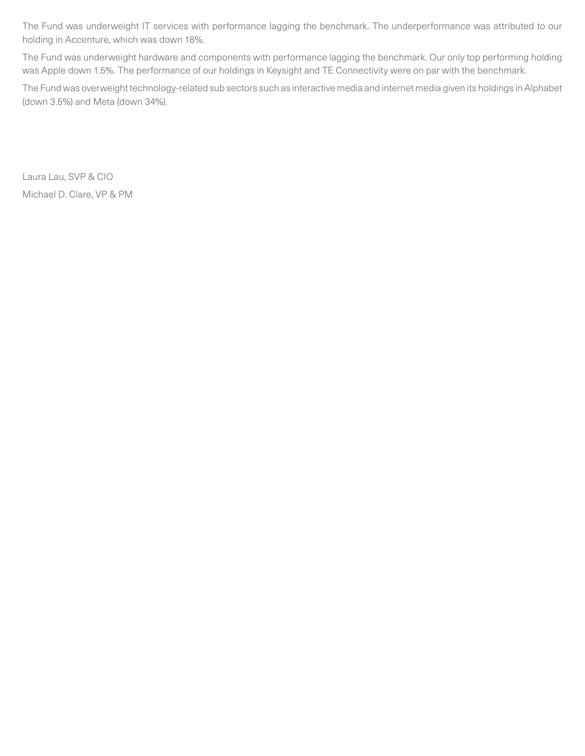The Fund was underweight IT services with performance lagging the benchmark. The underperformance was attributed to our holding in Accenture, which was down 18%.

The Fund was underweight hardware and components with performance lagging the benchmark. Our only top performing holding was Apple down 1.5%. The performance of our holdings in Keysight and TE Connectivity were on par with the benchmark.

The Fund was overweight technology-related sub sectors such as interactive media and internet media given its holdings in Alphabet (down 3.5%) and Meta (down 34%).

Laura Lau, SVP & CIO

Michael D. Clare, VP & PM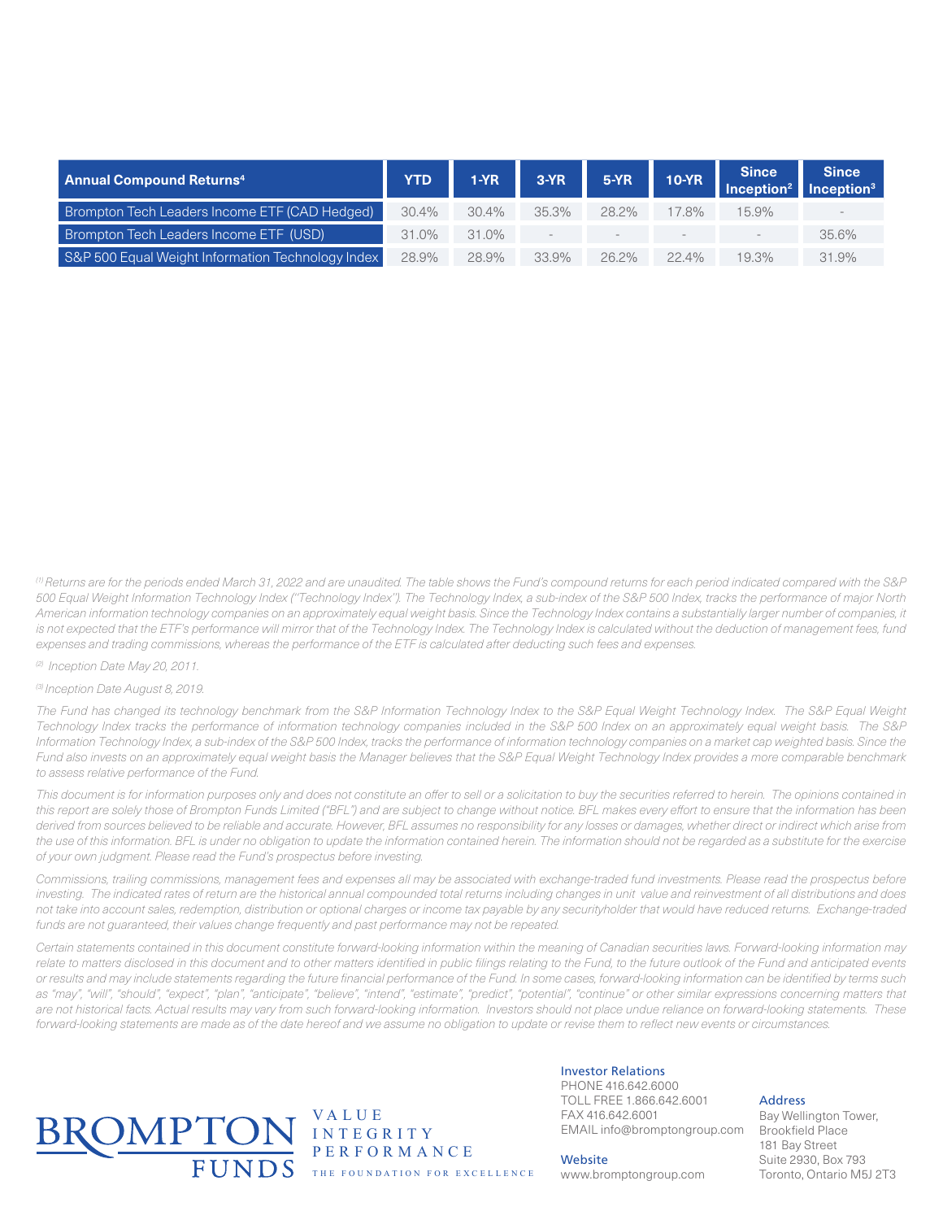| Annual Compound Returns[4] | YTD | 1-YR | 3-YR | 5-YR | 10-YR | Since Inception[2] | Since Inception[3] |
|---|---|---|---|---|---|---|---|
| Brompton Tech Leaders Income ETF (CAD Hedged) | 30.4% | 30.4% | 35.3% | 28.2% | 17.8% | 15.9% | - |
| Brompton Tech Leaders Income ETF (USD) | 31.0% | 31.0% | - | - | - | - | 35.6% |
| S&P 500 Equal Weight Information Technology Index | 28.9% | 28.9% | 33.9% | 26.2% | 22.4% | 19.3% | 31.9% |

*[1] Returns are for the periods ended March 31, 2022 and are unaudited. The table shows the Fund's compound returns for each period indicated compared with the S&P 500 Equal Weight Information Technology Index ("Technology Index"). The Technology Index, a sub-index of the S&P 500 Index, tracks the performance of major North American information technology companies on an approximately equal weight basis. Since the Technology Index contains a substantially larger number of companies, it is not expected that the ETF's performance will mirror that of the Technology Index. The Technology Index is calculated without the deduction of management fees, fund expenses and trading commissions, whereas the performance of the ETF is calculated after deducting such fees and expenses.*

*[2] Inception Date May 20, 2011.*

*[3] Inception Date August 8, 2019.*

*The Fund has changed its technology benchmark from the S&P Information Technology Index to the S&P Equal Weight Technology Index. The S&P Equal Weight Technology Index tracks the performance of information technology companies included in the S&P 500 Index on an approximately equal weight basis. The S&P Information Technology Index, a sub-index of the S&P 500 Index, tracks the performance of information technology companies on a market cap weighted basis. Since the Fund also invests on an approximately equal weight basis the Manager believes that the S&P Equal Weight Technology Index provides a more comparable benchmark to assess relative performance of the Fund.*

*This document is for information purposes only and does not constitute an offer to sell or a solicitation to buy the securities referred to herein. The opinions contained in this report are solely those of Brompton Funds Limited ("BFL") and are subject to change without notice. BFL makes every effort to ensure that the information has been derived from sources believed to be reliable and accurate. However, BFL assumes no responsibility for any losses or damages, whether direct or indirect which arise from the use of this information. BFL is under no obligation to update the information contained herein. The information should not be regarded as a substitute for the exercise of your own judgment. Please read the Fund's prospectus before investing.*

*Commissions, trailing commissions, management fees and expenses all may be associated with exchange-traded fund investments. Please read the prospectus before investing. The indicated rates of return are the historical annual compounded total returns including changes in unit value and reinvestment of all distributions and does not take into account sales, redemption, distribution or optional charges or income tax payable by any securityholder that would have reduced returns. Exchange-traded funds are not guaranteed, their values change frequently and past performance may not be repeated.*

*Certain statements contained in this document constitute forward-looking information within the meaning of Canadian securities laws. Forward-looking information may relate to matters disclosed in this document and to other matters identified in public filings relating to the Fund, to the future outlook of the Fund and anticipated events or results and may include statements regarding the future financial performance of the Fund. In some cases, forward-looking information can be identified by terms such as "may", "will", "should", "expect", "plan", "anticipate", "believe", "intend", "estimate", "predict", "potential", "continue" or other similar expressions concerning matters that are not historical facts. Actual results may vary from such forward-looking information. Investors should not place undue reliance on forward-looking statements. These forward-looking statements are made as of the date hereof and we assume no obligation to update or revise them to reflect new events or circumstances.*

BROMPTON FUNDS

VALUE
INTEGRITY
PERFORMANCE
THE FOUNDATION FOR EXCELLENCE

**Investor Relations**
PHONE 416.642.6000
TOLL FREE 1.866.642.6001
FAX 416.642.6001
EMAIL info@bromptongroup.com

**Website**
www.bromptongroup.com

**Address**
Bay Wellington Tower,
Brookfield Place
181 Bay Street
Suite 2930, Box 793
Toronto, Ontario M5J 2T3